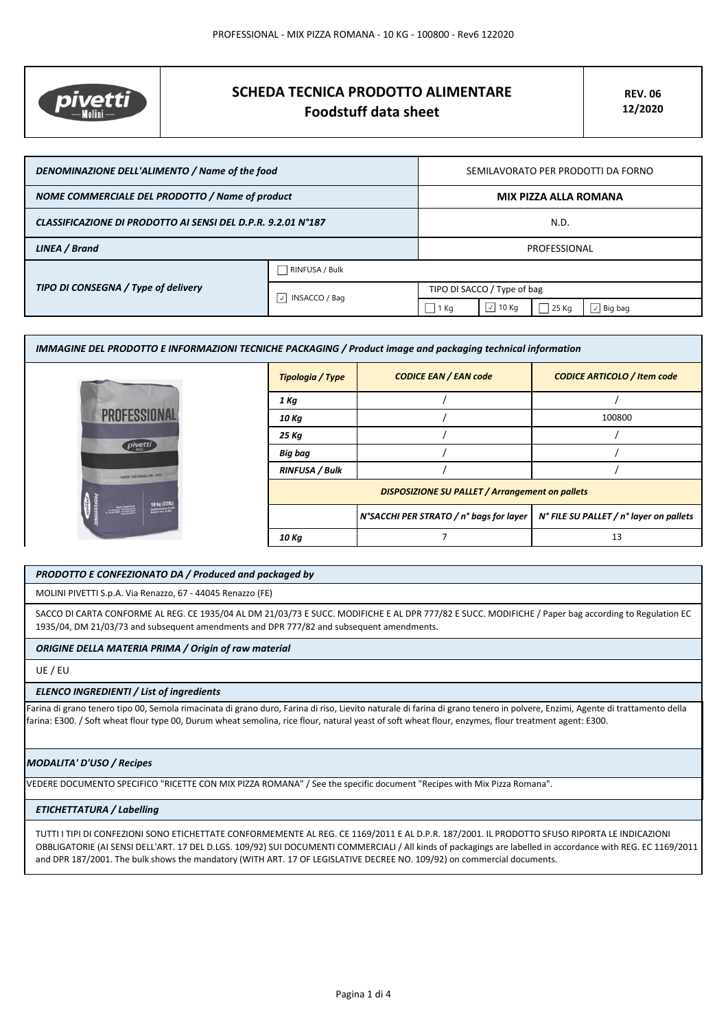# SCHEDA TECNICA PRODOTTO ALIMENTARE
## Foodstuff data sheet

**REV. 06**
**12/2020**

| | | | | | |
|---|---|---|---|---|---|
| *DENOMINAZIONE DELL'ALIMENTO / Name of the food* | | SEMILAVORATO PER PRODOTTI DA FORNO | | | |
| *NOME COMMERCIALE DEL PRODOTTO / Name of product* | | **MIX PIZZA ALLA ROMANA** | | | |
| *CLASSIFICAZIONE DI PRODOTTO AI SENSI DEL D.P.R. 9.2.01 N°187* | | N.D. | | | |
| *LINEA / Brand* | | PROFESSIONAL | | | |
| *TIPO DI CONSEGNA / Type of delivery* | ☐ RINFUSA / Bulk | | | | |
| | ☑ INSACCO / Bag | TIPO DI SACCO / Type of bag | | | |
| | | ☐ 1 Kg | ☑ 10 Kg | ☐ 25 Kg | ☑ Big bag |

*IMMAGINE DEL PRODOTTO E INFORMAZIONI TECNICHE PACKAGING / Product image and packaging technical information*

| *Tipologia / Type* | *CODICE EAN / EAN code* | *CODICE ARTICOLO / Item code* |
|---|---|---|
| *1 Kg* | / | / |
| *10 Kg* | / | 100800 |
| *25 Kg* | / | / |
| *Big bag* | / | / |
| *RINFUSA / Bulk* | / | / |
| ***DISPOSIZIONE SU PALLET / Arrangement on pallets*** | | |
| | *N°SACCHI PER STRATO / n° bags for layer* | *N° FILE SU PALLET / n° layer on pallets* |
| *10 Kg* | 7 | 13 |

*PRODOTTO E CONFEZIONATO DA / Produced and packaged by*

MOLINI PIVETTI S.p.A. Via Renazzo, 67 - 44045 Renazzo (FE)

SACCO DI CARTA CONFORME AL REG. CE 1935/04 AL DM 21/03/73 E SUCC. MODIFICHE E AL DPR 777/82 E SUCC. MODIFICHE / Paper bag according to Regulation EC 1935/04, DM 21/03/73 and subsequent amendments and DPR 777/82 and subsequent amendments.

*ORIGINE DELLA MATERIA PRIMA / Origin of raw material*

UE / EU

*ELENCO INGREDIENTI / List of ingredients*

Farina di grano tenero tipo 00, Semola rimacinata di grano duro, Farina di riso, Lievito naturale di farina di grano tenero in polvere, Enzimi, Agente di trattamento della farina: E300. / Soft wheat flour type 00, Durum wheat semolina, rice flour, natural yeast of soft wheat flour, enzymes, flour treatment agent: E300.

*MODALITA' D'USO / Recipes*

VEDERE DOCUMENTO SPECIFICO "RICETTE CON MIX PIZZA ROMANA" / See the specific document "Recipes with Mix Pizza Romana".

*ETICHETTATURA / Labelling*

TUTTI I TIPI DI CONFEZIONI SONO ETICHETTATE CONFORMEMENTE AL REG. CE 1169/2011 E AL D.P.R. 187/2001. IL PRODOTTO SFUSO RIPORTA LE INDICAZIONI OBBLIGATORIE (AI SENSI DELL'ART. 17 DEL D.LGS. 109/92) SUI DOCUMENTI COMMERCIALI / All kinds of packagings are labelled in accordance with REG. EC 1169/2011 and DPR 187/2001. The bulk shows the mandatory (WITH ART. 17 OF LEGISLATIVE DECREE NO. 109/92) on commercial documents.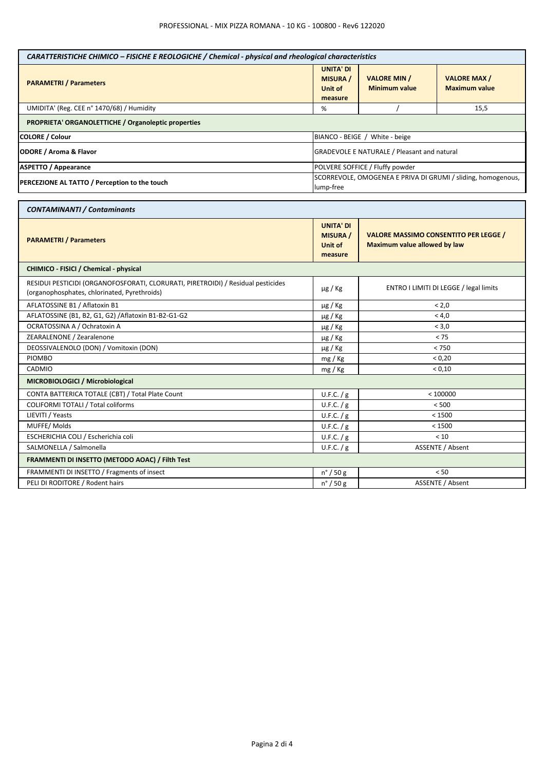| *CARATTERISTICHE CHIMICO – FISICHE E REOLOGICHE / Chemical - physical and rheological characteristics* | | | |
|---|---|---|---|
| **PARAMETRI / Parameters** | **UNITA' DI MISURA / Unit of measure** | **VALORE MIN / Minimum value** | **VALORE MAX / Maximum value** |
| UMIDITA' (Reg. CEE n° 1470/68) / Humidity | % | / | 15,5 |
| **PROPRIETA' ORGANOLETTICHE / Organoleptic properties** | | | |
| **COLORE / Colour** | BIANCO - BEIGE / White - beige | | |
| **ODORE / Aroma & Flavor** | GRADEVOLE E NATURALE / Pleasant and natural | | |
| **ASPETTO / Appearance** | POLVERE SOFFICE / Fluffy powder | | |
| **PERCEZIONE AL TATTO / Perception to the touch** | SCORREVOLE, OMOGENEA E PRIVA DI GRUMI / sliding, homogenous, lump-free | | |

| *CONTAMINANTI / Contaminants* | | |
|---|---|---|
| **PARAMETRI / Parameters** | **UNITA' DI MISURA / Unit of measure** | **VALORE MASSIMO CONSENTITO PER LEGGE / Maximum value allowed by law** |
| **CHIMICO - FISICI / Chemical - physical** | | |
| RESIDUI PESTICIDI (ORGANOFOSFORATI, CLORURATI, PIRETROIDI) / Residual pesticides (organophosphates, chlorinated, Pyrethroids) | µg / Kg | ENTRO I LIMITI DI LEGGE / legal limits |
| AFLATOSSINE B1 / Aflatoxin B1 | µg / Kg | < 2,0 |
| AFLATOSSINE (B1, B2, G1, G2) /Aflatoxin B1-B2-G1-G2 | µg / Kg | < 4,0 |
| OCRATOSSINA A / Ochratoxin A | µg / Kg | < 3,0 |
| ZEARALENONE / Zearalenone | µg / Kg | < 75 |
| DEOSSIVALENOLO (DON) / Vomitoxin (DON) | µg / Kg | < 750 |
| PIOMBO | mg / Kg | < 0,20 |
| CADMIO | mg / Kg | < 0,10 |
| **MICROBIOLOGICI / Microbiological** | | |
| CONTA BATTERICA TOTALE (CBT) / Total Plate Count | U.F.C. / g | < 100000 |
| COLIFORMI TOTALI / Total coliforms | U.F.C. / g | < 500 |
| LIEVITI / Yeasts | U.F.C. / g | < 1500 |
| MUFFE/ Molds | U.F.C. / g | < 1500 |
| ESCHERICHIA COLI / Escherichia coli | U.F.C. / g | < 10 |
| SALMONELLA / Salmonella | U.F.C. / g | ASSENTE / Absent |
| **FRAMMENTI DI INSETTO (METODO AOAC) / Filth Test** | | |
| FRAMMENTI DI INSETTO / Fragments of insect | n° / 50 g | < 50 |
| PELI DI RODITORE / Rodent hairs | n° / 50 g | ASSENTE / Absent |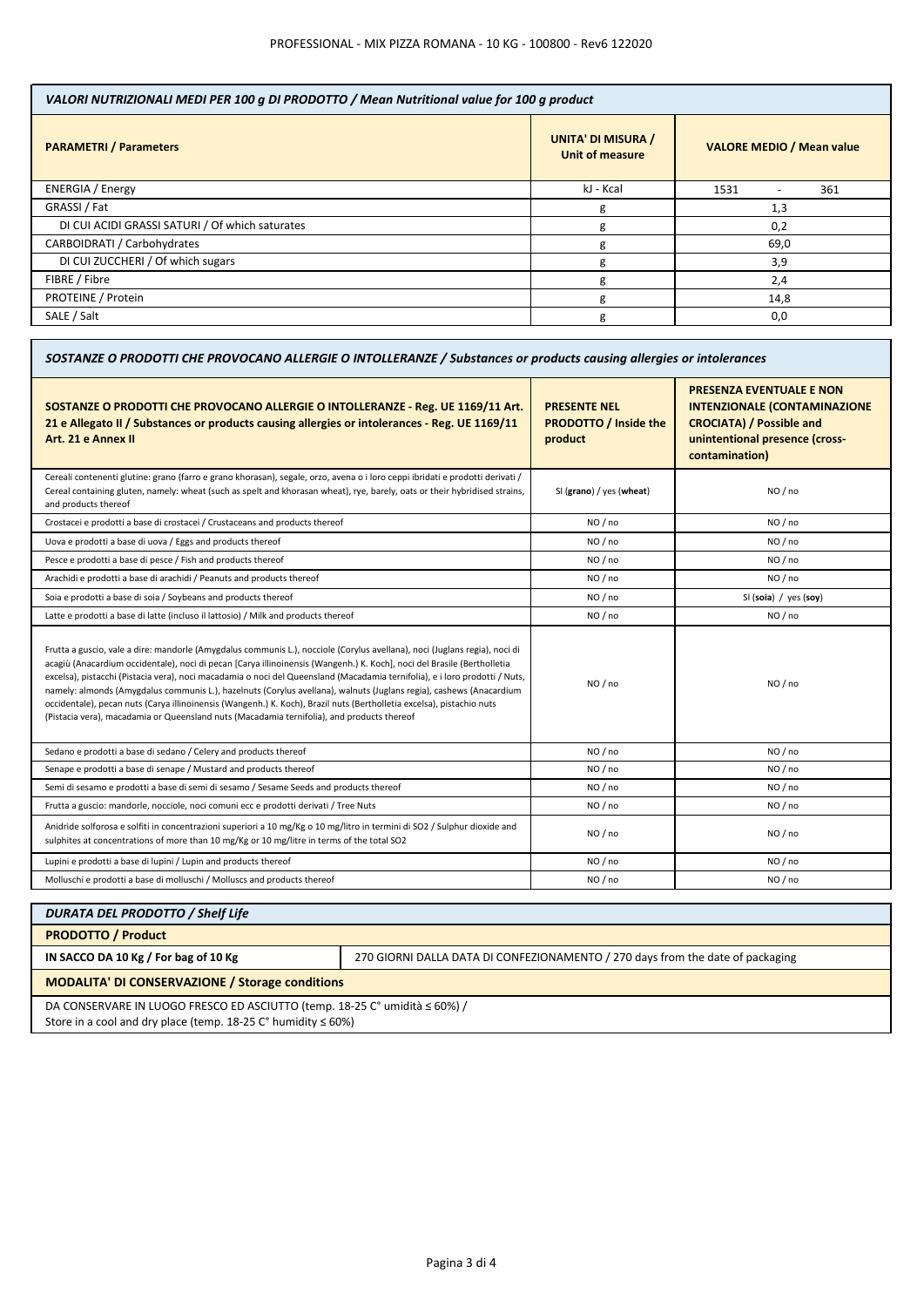| *VALORI NUTRIZIONALI MEDI PER 100 g DI PRODOTTO / Mean Nutritional value for 100 g product* | | |
|---|---|---|
| **PARAMETRI / Parameters** | **UNITA' DI MISURA / Unit of measure** | **VALORE MEDIO / Mean value** |
| ENERGIA / Energy | kJ - Kcal | 1531 - 361 |
| GRASSI / Fat | g | 1,3 |
| DI CUI ACIDI GRASSI SATURI / Of which saturates | g | 0,2 |
| CARBOIDRATI / Carbohydrates | g | 69,0 |
| DI CUI ZUCCHERI / Of which sugars | g | 3,9 |
| FIBRE / Fibre | g | 2,4 |
| PROTEINE / Protein | g | 14,8 |
| SALE / Salt | g | 0,0 |

| *SOSTANZE O PRODOTTI CHE PROVOCANO ALLERGIE O INTOLLERANZE / Substances or products causing allergies or intolerances* | | |
|---|---|---|
| **SOSTANZE O PRODOTTI CHE PROVOCANO ALLERGIE O INTOLLERANZE - Reg. UE 1169/11 Art. 21 e Allegato II / Substances or products causing allergies or intolerances - Reg. UE 1169/11 Art. 21 e Annex II** | **PRESENTE NEL PRODOTTO / Inside the product** | **PRESENZA EVENTUALE E NON INTENZIONALE (CONTAMINAZIONE CROCIATA) / Possible and unintentional presence (cross-contamination)** |
| Cereali contenenti glutine: grano (farro e grano khorasan), segale, orzo, avena o i loro ceppi ibridati e prodotti derivati / Cereal containing gluten, namely: wheat (such as spelt and khorasan wheat), rye, barely, oats or their hybridised strains, and products thereof | SI (**grano**) / yes (**wheat**) | NO / no |
| Crostacei e prodotti a base di crostacei / Crustaceans and products thereof | NO / no | NO / no |
| Uova e prodotti a base di uova / Eggs and products thereof | NO / no | NO / no |
| Pesce e prodotti a base di pesce / Fish and products thereof | NO / no | NO / no |
| Arachidi e prodotti a base di arachidi / Peanuts and products thereof | NO / no | NO / no |
| Soia e prodotti a base di soia / Soybeans and products thereof | NO / no | SI (**soia**) / yes (**soy**) |
| Latte e prodotti a base di latte (incluso il lattosio) / Milk and products thereof | NO / no | NO / no |
| Frutta a guscio, vale a dire: mandorle (Amygdalus communis L.), nocciole (Corylus avellana), noci (Juglans regia), noci di acagiù (Anacardium occidentale), noci di pecan [Carya illinoinensis (Wangenh.) K. Koch], noci del Brasile (Bertholletia excelsa), pistacchi (Pistacia vera), noci macadamia o noci del Queensland (Macadamia ternifolia), e i loro prodotti / Nuts, namely: almonds (Amygdalus communis L.), hazelnuts (Corylus avellana), walnuts (Juglans regia), cashews (Anacardium occidentale), pecan nuts (Carya illinoinensis (Wangenh.) K. Koch), Brazil nuts (Bertholletia excelsa), pistachio nuts (Pistacia vera), macadamia or Queensland nuts (Macadamia ternifolia), and products thereof | NO / no | NO / no |
| Sedano e prodotti a base di sedano / Celery and products thereof | NO / no | NO / no |
| Senape e prodotti a base di senape / Mustard and products thereof | NO / no | NO / no |
| Semi di sesamo e prodotti a base di semi di sesamo / Sesame Seeds and products thereof | NO / no | NO / no |
| Frutta a guscio: mandorle, nocciole, noci comuni ecc e prodotti derivati / Tree Nuts | NO / no | NO / no |
| Anidride solforosa e solfiti in concentrazioni superiori a 10 mg/Kg o 10 mg/litro in termini di SO2 / Sulphur dioxide and sulphites at concentrations of more than 10 mg/Kg or 10 mg/litre in terms of the total SO2 | NO / no | NO / no |
| Lupini e prodotti a base di lupini / Lupin and products thereof | NO / no | NO / no |
| Molluschi e prodotti a base di molluschi / Molluscs and products thereof | NO / no | NO / no |

| *DURATA DEL PRODOTTO / Shelf Life* | |
|---|---|
| **PRODOTTO / Product** | |
| **IN SACCO DA 10 Kg / For bag of 10 Kg** | 270 GIORNI DALLA DATA DI CONFEZIONAMENTO / 270 days from the date of packaging |
| **MODALITA' DI CONSERVAZIONE / Storage conditions** | |
| DA CONSERVARE IN LUOGO FRESCO ED ASCIUTTO (temp. 18-25 C° umidità ≤ 60%) / Store in a cool and dry place (temp. 18-25 C° humidity ≤ 60%) | |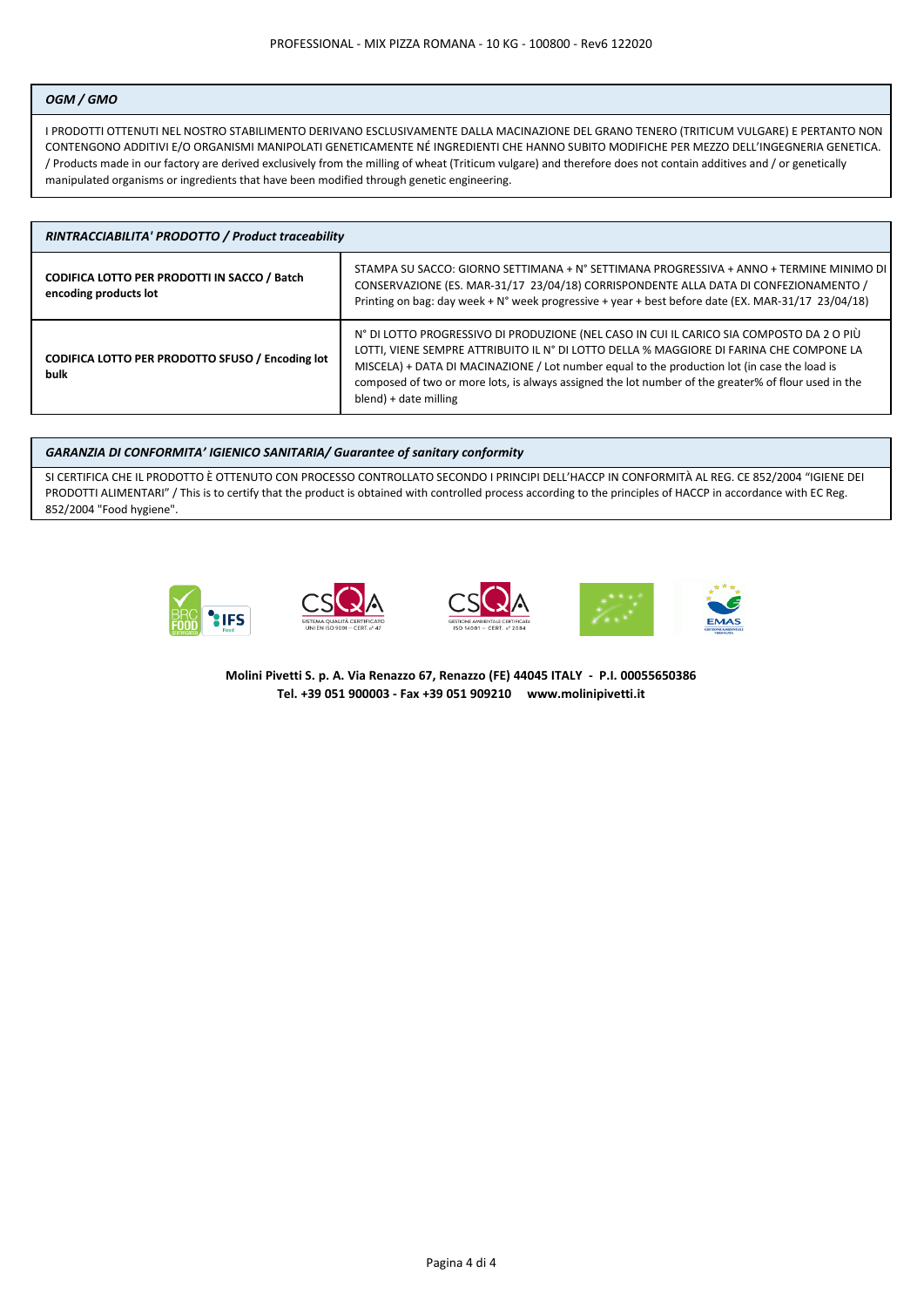## *OGM / GMO*

I PRODOTTI OTTENUTI NEL NOSTRO STABILIMENTO DERIVANO ESCLUSIVAMENTE DALLA MACINAZIONE DEL GRANO TENERO (TRITICUM VULGARE) E PERTANTO NON CONTENGONO ADDITIVI E/O ORGANISMI MANIPOLATI GENETICAMENTE NÉ INGREDIENTI CHE HANNO SUBITO MODIFICHE PER MEZZO DELL'INGEGNERIA GENETICA. / Products made in our factory are derived exclusively from the milling of wheat (Triticum vulgare) and therefore does not contain additives and / or genetically manipulated organisms or ingredients that have been modified through genetic engineering.

## *RINTRACCIABILITA' PRODOTTO / Product traceability*

| | |
|---|---|
| **CODIFICA LOTTO PER PRODOTTI IN SACCO / Batch encoding products lot** | STAMPA SU SACCO: GIORNO SETTIMANA + N° SETTIMANA PROGRESSIVA + ANNO + TERMINE MINIMO DI CONSERVAZIONE (ES. MAR-31/17 23/04/18) CORRISPONDENTE ALLA DATA DI CONFEZIONAMENTO / Printing on bag: day week + N° week progressive + year + best before date (EX. MAR-31/17 23/04/18) |
| **CODIFICA LOTTO PER PRODOTTO SFUSO / Encoding lot bulk** | N° DI LOTTO PROGRESSIVO DI PRODUZIONE (NEL CASO IN CUI IL CARICO SIA COMPOSTO DA 2 O PIÙ LOTTI, VIENE SEMPRE ATTRIBUITO IL N° DI LOTTO DELLA % MAGGIORE DI FARINA CHE COMPONE LA MISCELA) + DATA DI MACINAZIONE / Lot number equal to the production lot (in case the load is composed of two or more lots, is always assigned the lot number of the greater% of flour used in the blend) + date milling |

## *GARANZIA DI CONFORMITA' IGIENICO SANITARIA/ Guarantee of sanitary conformity*

SI CERTIFICA CHE IL PRODOTTO È OTTENUTO CON PROCESSO CONTROLLATO SECONDO I PRINCIPI DELL'HACCP IN CONFORMITÀ AL REG. CE 852/2004 "IGIENE DEI PRODOTTI ALIMENTARI" / This is to certify that the product is obtained with controlled process according to the principles of HACCP in accordance with EC Reg. 852/2004 "Food hygiene".

BRC FOOD CERTIFICATED — IFS Food — CSQA SISTEMA QUALITÀ CERTIFICATO UNI EN ISO 9001 – CERT. n° 47 — CSQA GESTIONE AMBIENTALE CERTIFICATA ISO 14001 – CERT. n° 2084 — EMAS GESTIONE AMBIENTALE VERIFICATA

**Molini Pivetti S. p. A. Via Renazzo 67, Renazzo (FE) 44045 ITALY - P.I. 00055650386**
**Tel. +39 051 900003 - Fax +39 051 909210 www.molinipivetti.it**